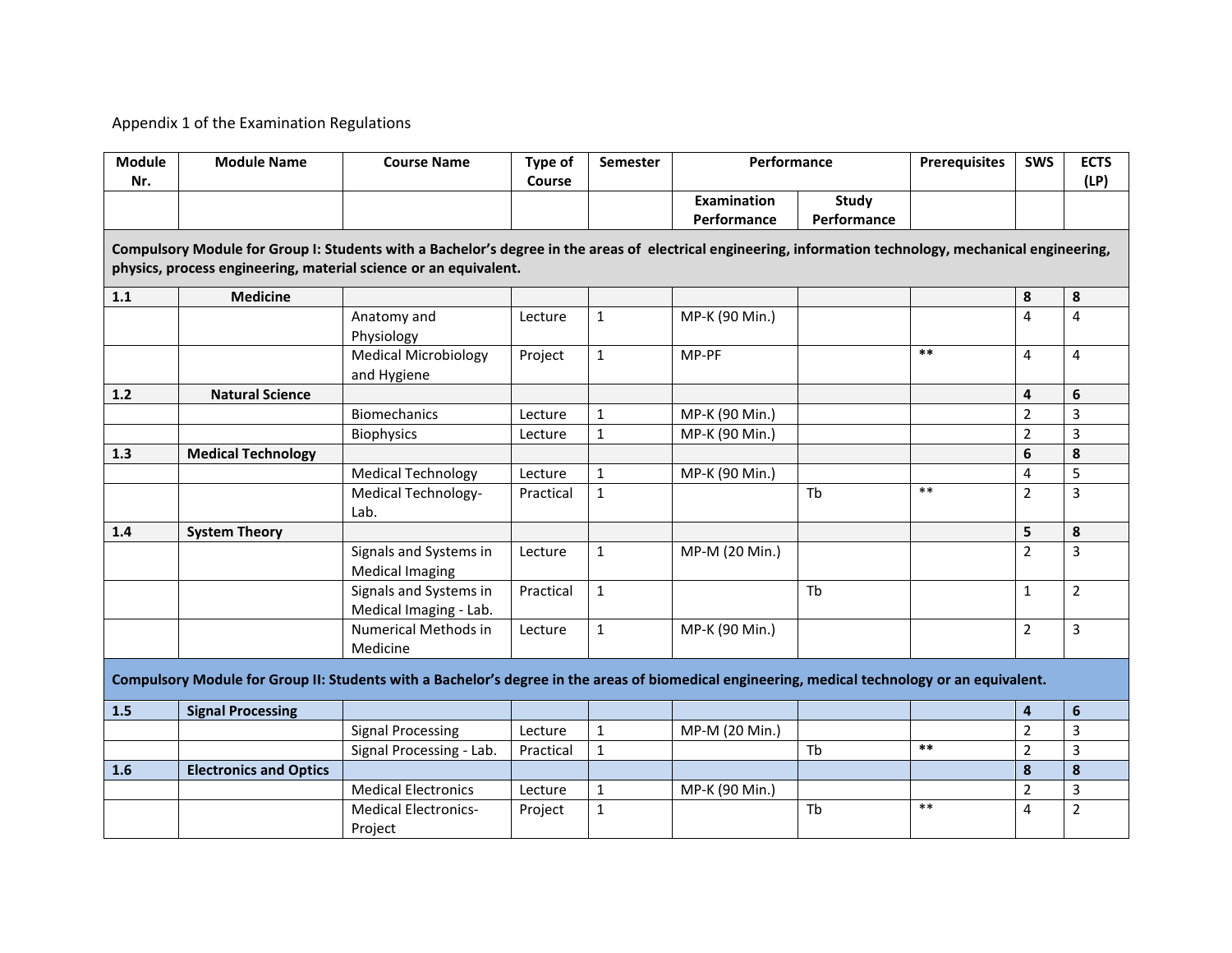Appendix 1 of the Examination Regulations

| Module Nr. | Module Name | Course Name | Type of Course | Semester | Performance | | Prerequisites | SWS | ECTS (LP) |
|---|---|---|---|---|---|---|---|---|---|
| | | | | | Examination Performance | Study Performance | | | |
| **Compulsory Module for Group I: Students with a Bachelor's degree in the areas of electrical engineering, information technology, mechanical engineering, physics, process engineering, material science or an equivalent.** | | | | | | | | | |
| **1.1** | **Medicine** | | | | | | | **8** | **8** |
| | | Anatomy and Physiology | Lecture | 1 | MP-K (90 Min.) | | | 4 | 4 |
| | | Medical Microbiology and Hygiene | Project | 1 | MP-PF | | ** | 4 | 4 |
| **1.2** | **Natural Science** | | | | | | | **4** | **6** |
| | | Biomechanics | Lecture | 1 | MP-K (90 Min.) | | | 2 | 3 |
| | | Biophysics | Lecture | 1 | MP-K (90 Min.) | | | 2 | 3 |
| **1.3** | **Medical Technology** | | | | | | | **6** | **8** |
| | | Medical Technology | Lecture | 1 | MP-K (90 Min.) | | | 4 | 5 |
| | | Medical Technology-Lab. | Practical | 1 | | Tb | ** | 2 | 3 |
| **1.4** | **System Theory** | | | | | | | **5** | **8** |
| | | Signals and Systems in Medical Imaging | Lecture | 1 | MP-M (20 Min.) | | | 2 | 3 |
| | | Signals and Systems in Medical Imaging - Lab. | Practical | 1 | | Tb | | 1 | 2 |
| | | Numerical Methods in Medicine | Lecture | 1 | MP-K (90 Min.) | | | 2 | 3 |
| **Compulsory Module for Group II: Students with a Bachelor's degree in the areas of biomedical engineering, medical technology or an equivalent.** | | | | | | | | | |
| **1.5** | **Signal Processing** | | | | | | | **4** | **6** |
| | | Signal Processing | Lecture | 1 | MP-M (20 Min.) | | | 2 | 3 |
| | | Signal Processing - Lab. | Practical | 1 | | Tb | ** | 2 | 3 |
| **1.6** | **Electronics and Optics** | | | | | | | **8** | **8** |
| | | Medical Electronics | Lecture | 1 | MP-K (90 Min.) | | | 2 | 3 |
| | | Medical Electronics-Project | Project | 1 | | Tb | ** | 4 | 2 |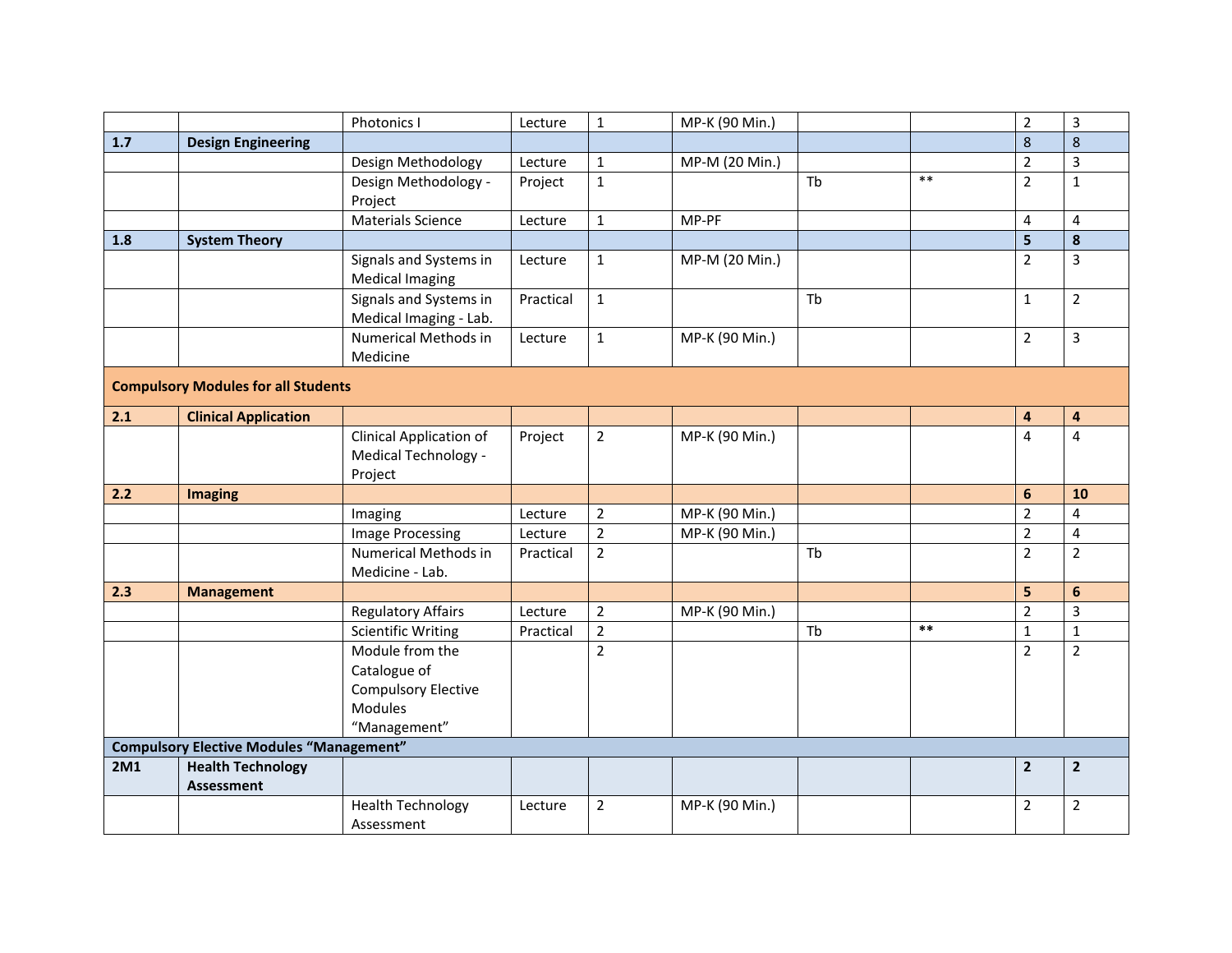| | | | | | | | | | |
|---|---|---|---|---|---|---|---|---|---|
| | | Photonics I | Lecture | 1 | MP-K (90 Min.) | | | 2 | 3 |
| **1.7** | **Design Engineering** | | | | | | | 8 | 8 |
| | | Design Methodology | Lecture | 1 | MP-M (20 Min.) | | | 2 | 3 |
| | | Design Methodology - Project | Project | 1 | | Tb | ** | 2 | 1 |
| | | Materials Science | Lecture | 1 | MP-PF | | | 4 | 4 |
| **1.8** | **System Theory** | | | | | | | **5** | **8** |
| | | Signals and Systems in Medical Imaging | Lecture | 1 | MP-M (20 Min.) | | | 2 | 3 |
| | | Signals and Systems in Medical Imaging - Lab. | Practical | 1 | | Tb | | 1 | 2 |
| | | Numerical Methods in Medicine | Lecture | 1 | MP-K (90 Min.) | | | 2 | 3 |
| **Compulsory Modules for all Students** | | | | | | | | | |
| **2.1** | **Clinical Application** | | | | | | | **4** | **4** |
| | | Clinical Application of Medical Technology - Project | Project | 2 | MP-K (90 Min.) | | | 4 | 4 |
| **2.2** | **Imaging** | | | | | | | **6** | **10** |
| | | Imaging | Lecture | 2 | MP-K (90 Min.) | | | 2 | 4 |
| | | Image Processing | Lecture | 2 | MP-K (90 Min.) | | | 2 | 4 |
| | | Numerical Methods in Medicine - Lab. | Practical | 2 | | Tb | | 2 | 2 |
| **2.3** | **Management** | | | | | | | **5** | **6** |
| | | Regulatory Affairs | Lecture | 2 | MP-K (90 Min.) | | | 2 | 3 |
| | | Scientific Writing | Practical | 2 | | Tb | ** | 1 | 1 |
| | | Module from the Catalogue of Compulsory Elective Modules "Management" | | 2 | | | | 2 | 2 |
| **Compulsory Elective Modules "Management"** | | | | | | | | | |
| **2M1** | **Health Technology Assessment** | | | | | | | **2** | **2** |
| | | Health Technology Assessment | Lecture | 2 | MP-K (90 Min.) | | | 2 | 2 |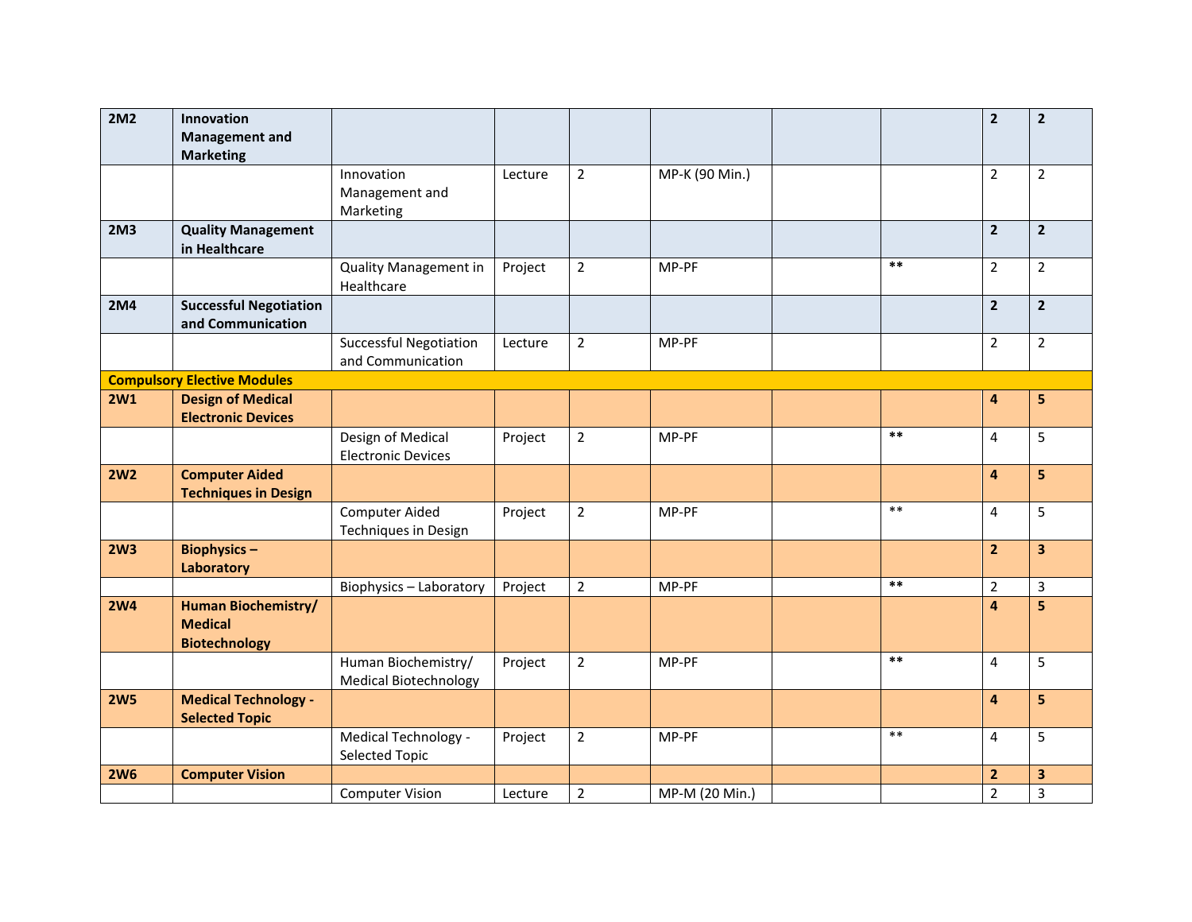| | | | | | | | | | |
|---|---|---|---|---|---|---|---|---|---|
| **2M2** | **Innovation Management and Marketing** | | | | | | | **2** | **2** |
| | | Innovation Management and Marketing | Lecture | 2 | MP-K (90 Min.) | | | 2 | 2 |
| **2M3** | **Quality Management in Healthcare** | | | | | | | **2** | **2** |
| | | Quality Management in Healthcare | Project | 2 | MP-PF | | ** | 2 | 2 |
| **2M4** | **Successful Negotiation and Communication** | | | | | | | **2** | **2** |
| | | Successful Negotiation and Communication | Lecture | 2 | MP-PF | | | 2 | 2 |
| **Compulsory Elective Modules** | | | | | | | | | |
| **2W1** | **Design of Medical Electronic Devices** | | | | | | | **4** | **5** |
| | | Design of Medical Electronic Devices | Project | 2 | MP-PF | | ** | 4 | 5 |
| **2W2** | **Computer Aided Techniques in Design** | | | | | | | **4** | **5** |
| | | Computer Aided Techniques in Design | Project | 2 | MP-PF | | ** | 4 | 5 |
| **2W3** | **Biophysics – Laboratory** | | | | | | | **2** | **3** |
| | | Biophysics – Laboratory | Project | 2 | MP-PF | | ** | 2 | 3 |
| **2W4** | **Human Biochemistry/ Medical Biotechnology** | | | | | | | **4** | **5** |
| | | Human Biochemistry/ Medical Biotechnology | Project | 2 | MP-PF | | ** | 4 | 5 |
| **2W5** | **Medical Technology - Selected Topic** | | | | | | | **4** | **5** |
| | | Medical Technology - Selected Topic | Project | 2 | MP-PF | | ** | 4 | 5 |
| **2W6** | **Computer Vision** | | | | | | | **2** | **3** |
| | | Computer Vision | Lecture | 2 | MP-M (20 Min.) | | | 2 | 3 |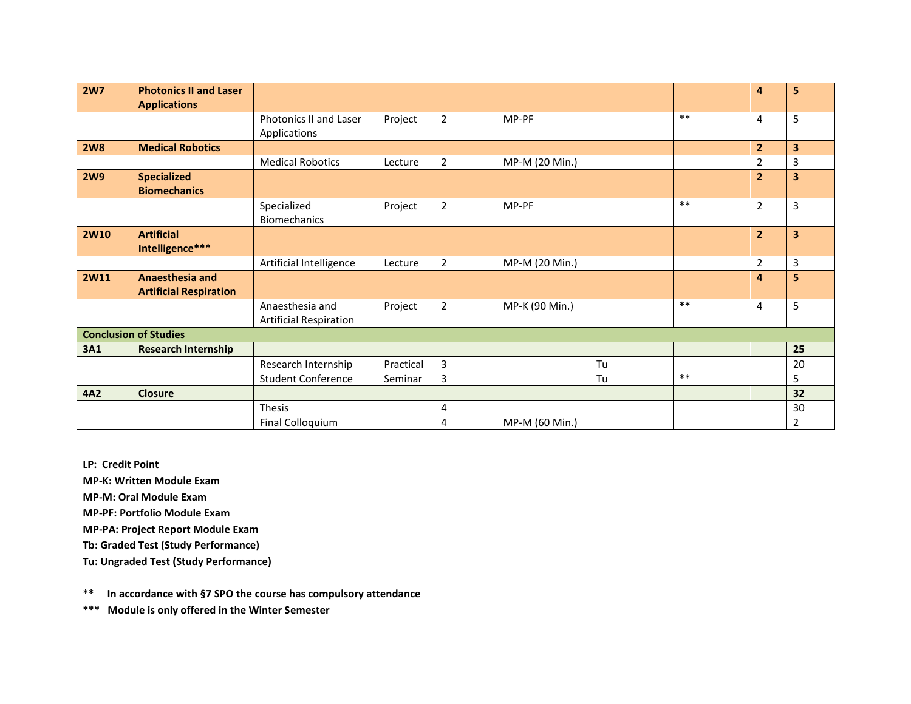| | | | | | | | | | |
|---|---|---|---|---|---|---|---|---|---|
| **2W7** | **Photonics II and Laser Applications** | | | | | | | **4** | **5** |
| | | Photonics II and Laser Applications | Project | 2 | MP-PF | | ** | 4 | 5 |
| **2W8** | **Medical Robotics** | | | | | | | **2** | **3** |
| | | Medical Robotics | Lecture | 2 | MP-M (20 Min.) | | | 2 | 3 |
| **2W9** | **Specialized Biomechanics** | | | | | | | **2** | **3** |
| | | Specialized Biomechanics | Project | 2 | MP-PF | | ** | 2 | 3 |
| **2W10** | **Artificial Intelligence*** ** | | | | | | | **2** | **3** |
| | | Artificial Intelligence | Lecture | 2 | MP-M (20 Min.) | | | 2 | 3 |
| **2W11** | **Anaesthesia and Artificial Respiration** | | | | | | | **4** | **5** |
| | | Anaesthesia and Artificial Respiration | Project | 2 | MP-K (90 Min.) | | ** | 4 | 5 |
| **Conclusion of Studies** | | | | | | | | | |
| **3A1** | **Research Internship** | | | | | | | | **25** |
| | | Research Internship | Practical | 3 | | Tu | | | 20 |
| | | Student Conference | Seminar | 3 | | Tu | ** | | 5 |
| **4A2** | **Closure** | | | | | | | | **32** |
| | | Thesis | | 4 | | | | | 30 |
| | | Final Colloquium | | 4 | MP-M (60 Min.) | | | | 2 |

**LP: Credit Point**

**MP-K: Written Module Exam**

**MP-M: Oral Module Exam**

**MP-PF: Portfolio Module Exam**

**MP-PA: Project Report Module Exam**

**Tb: Graded Test (Study Performance)**

**Tu: Ungraded Test (Study Performance)**

**** In accordance with §7 SPO the course has compulsory attendance**

***** Module is only offered in the Winter Semester**